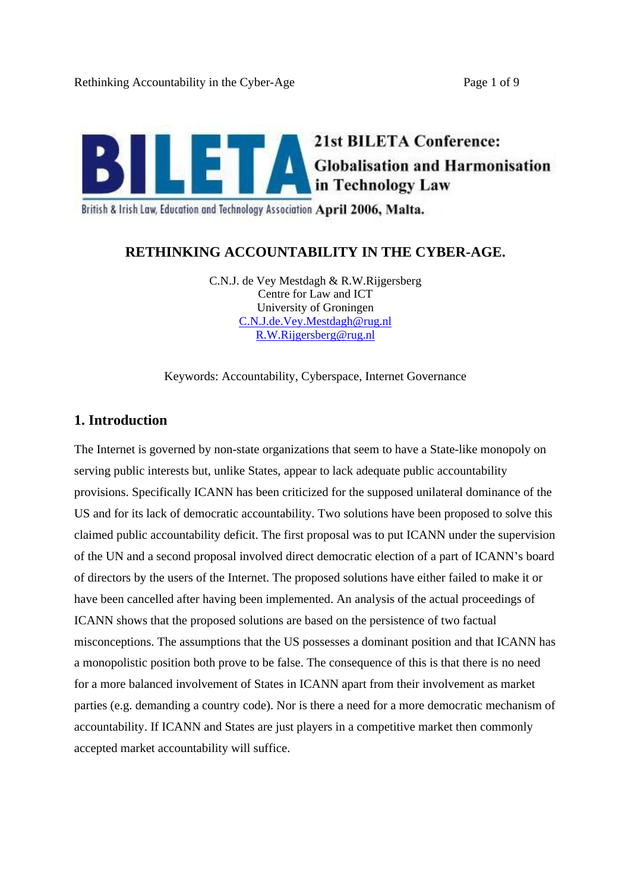21st BILETA Conference: Globalisation and Harmonisation in Technology Law

British & Irish Law, Education and Technology Association April 2006, Malta.

# RETHINKING ACCOUNTABILITY IN THE CYBER-AGE.

C.N.J. de Vey Mestdagh & R.W.Rijgersberg
Centre for Law and ICT
University of Groningen
C.N.J.de.Vey.Mestdagh@rug.nl
R.W.Rijgersberg@rug.nl

Keywords: Accountability, Cyberspace, Internet Governance

## 1. Introduction

The Internet is governed by non-state organizations that seem to have a State-like monopoly on serving public interests but, unlike States, appear to lack adequate public accountability provisions. Specifically ICANN has been criticized for the supposed unilateral dominance of the US and for its lack of democratic accountability. Two solutions have been proposed to solve this claimed public accountability deficit. The first proposal was to put ICANN under the supervision of the UN and a second proposal involved direct democratic election of a part of ICANN's board of directors by the users of the Internet. The proposed solutions have either failed to make it or have been cancelled after having been implemented. An analysis of the actual proceedings of ICANN shows that the proposed solutions are based on the persistence of two factual misconceptions. The assumptions that the US possesses a dominant position and that ICANN has a monopolistic position both prove to be false. The consequence of this is that there is no need for a more balanced involvement of States in ICANN apart from their involvement as market parties (e.g. demanding a country code). Nor is there a need for a more democratic mechanism of accountability. If ICANN and States are just players in a competitive market then commonly accepted market accountability will suffice.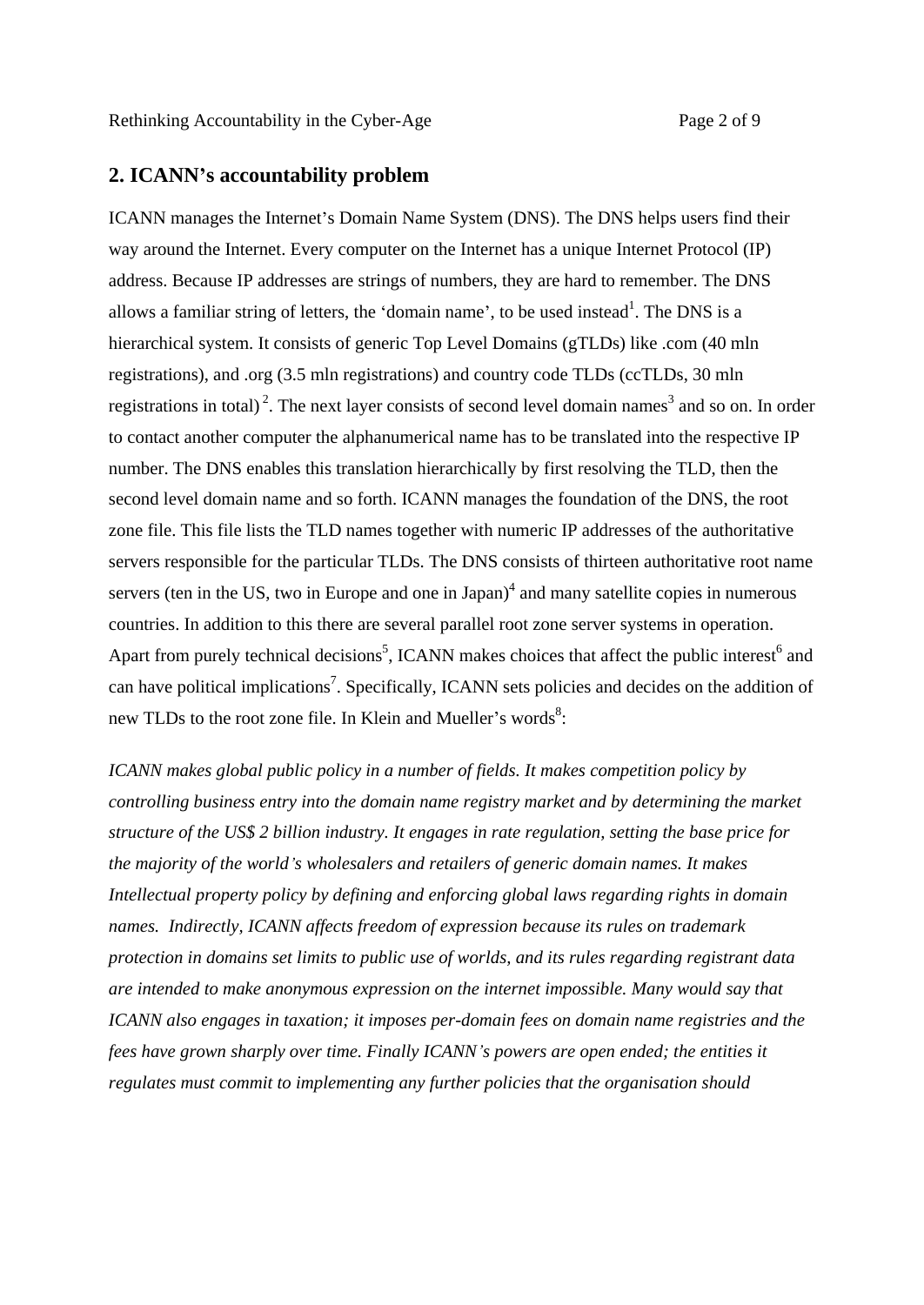## 2. ICANN's accountability problem

ICANN manages the Internet's Domain Name System (DNS). The DNS helps users find their way around the Internet. Every computer on the Internet has a unique Internet Protocol (IP) address. Because IP addresses are strings of numbers, they are hard to remember. The DNS allows a familiar string of letters, the 'domain name', to be used instead[1]. The DNS is a hierarchical system. It consists of generic Top Level Domains (gTLDs) like .com (40 mln registrations), and .org (3.5 mln registrations) and country code TLDs (ccTLDs, 30 mln registrations in total)[2]. The next layer consists of second level domain names[3] and so on. In order to contact another computer the alphanumerical name has to be translated into the respective IP number. The DNS enables this translation hierarchically by first resolving the TLD, then the second level domain name and so forth. ICANN manages the foundation of the DNS, the root zone file. This file lists the TLD names together with numeric IP addresses of the authoritative servers responsible for the particular TLDs. The DNS consists of thirteen authoritative root name servers (ten in the US, two in Europe and one in Japan)[4] and many satellite copies in numerous countries. In addition to this there are several parallel root zone server systems in operation. Apart from purely technical decisions[5], ICANN makes choices that affect the public interest[6] and can have political implications[7]. Specifically, ICANN sets policies and decides on the addition of new TLDs to the root zone file. In Klein and Mueller's words[8]:

*ICANN makes global public policy in a number of fields. It makes competition policy by controlling business entry into the domain name registry market and by determining the market structure of the US$ 2 billion industry. It engages in rate regulation, setting the base price for the majority of the world's wholesalers and retailers of generic domain names. It makes Intellectual property policy by defining and enforcing global laws regarding rights in domain names. Indirectly, ICANN affects freedom of expression because its rules on trademark protection in domains set limits to public use of worlds, and its rules regarding registrant data are intended to make anonymous expression on the internet impossible. Many would say that ICANN also engages in taxation; it imposes per-domain fees on domain name registries and the fees have grown sharply over time. Finally ICANN's powers are open ended; the entities it regulates must commit to implementing any further policies that the organisation should*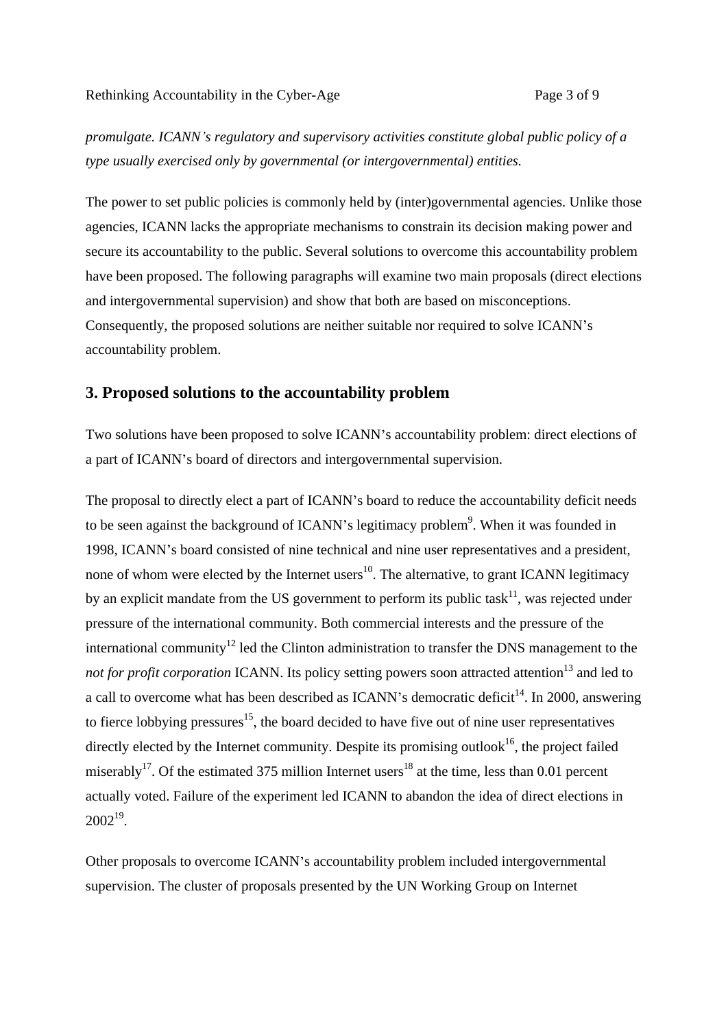*promulgate. ICANN's regulatory and supervisory activities constitute global public policy of a type usually exercised only by governmental (or intergovernmental) entities.*

The power to set public policies is commonly held by (inter)governmental agencies. Unlike those agencies, ICANN lacks the appropriate mechanisms to constrain its decision making power and secure its accountability to the public. Several solutions to overcome this accountability problem have been proposed. The following paragraphs will examine two main proposals (direct elections and intergovernmental supervision) and show that both are based on misconceptions. Consequently, the proposed solutions are neither suitable nor required to solve ICANN's accountability problem.

## 3. Proposed solutions to the accountability problem

Two solutions have been proposed to solve ICANN's accountability problem: direct elections of a part of ICANN's board of directors and intergovernmental supervision.

The proposal to directly elect a part of ICANN's board to reduce the accountability deficit needs to be seen against the background of ICANN's legitimacy problem[9]. When it was founded in 1998, ICANN's board consisted of nine technical and nine user representatives and a president, none of whom were elected by the Internet users[10]. The alternative, to grant ICANN legitimacy by an explicit mandate from the US government to perform its public task[11], was rejected under pressure of the international community. Both commercial interests and the pressure of the international community[12] led the Clinton administration to transfer the DNS management to the *not for profit corporation* ICANN. Its policy setting powers soon attracted attention[13] and led to a call to overcome what has been described as ICANN's democratic deficit[14]. In 2000, answering to fierce lobbying pressures[15], the board decided to have five out of nine user representatives directly elected by the Internet community. Despite its promising outlook[16], the project failed miserably[17]. Of the estimated 375 million Internet users[18] at the time, less than 0.01 percent actually voted. Failure of the experiment led ICANN to abandon the idea of direct elections in 2002[19].

Other proposals to overcome ICANN's accountability problem included intergovernmental supervision. The cluster of proposals presented by the UN Working Group on Internet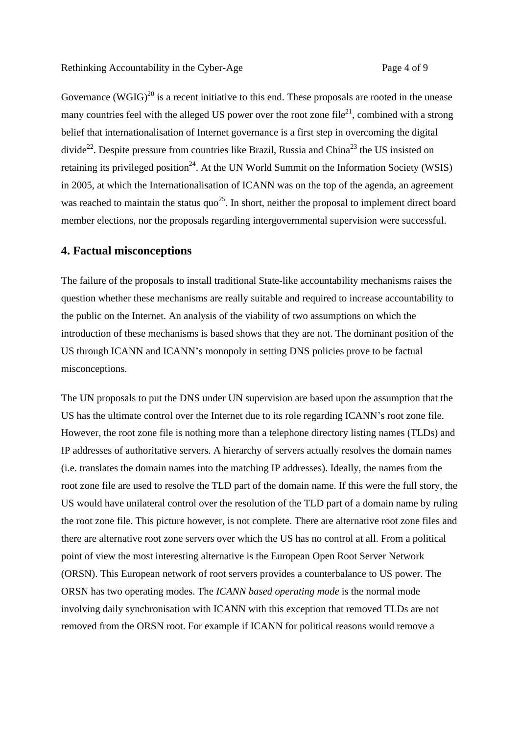Governance (WGIG)[20] is a recent initiative to this end. These proposals are rooted in the unease many countries feel with the alleged US power over the root zone file[21], combined with a strong belief that internationalisation of Internet governance is a first step in overcoming the digital divide[22]. Despite pressure from countries like Brazil, Russia and China[23] the US insisted on retaining its privileged position[24]. At the UN World Summit on the Information Society (WSIS) in 2005, at which the Internationalisation of ICANN was on the top of the agenda, an agreement was reached to maintain the status quo[25]. In short, neither the proposal to implement direct board member elections, nor the proposals regarding intergovernmental supervision were successful.

## 4. Factual misconceptions

The failure of the proposals to install traditional State-like accountability mechanisms raises the question whether these mechanisms are really suitable and required to increase accountability to the public on the Internet. An analysis of the viability of two assumptions on which the introduction of these mechanisms is based shows that they are not. The dominant position of the US through ICANN and ICANN's monopoly in setting DNS policies prove to be factual misconceptions.

The UN proposals to put the DNS under UN supervision are based upon the assumption that the US has the ultimate control over the Internet due to its role regarding ICANN's root zone file. However, the root zone file is nothing more than a telephone directory listing names (TLDs) and IP addresses of authoritative servers. A hierarchy of servers actually resolves the domain names (i.e. translates the domain names into the matching IP addresses). Ideally, the names from the root zone file are used to resolve the TLD part of the domain name. If this were the full story, the US would have unilateral control over the resolution of the TLD part of a domain name by ruling the root zone file. This picture however, is not complete. There are alternative root zone files and there are alternative root zone servers over which the US has no control at all. From a political point of view the most interesting alternative is the European Open Root Server Network (ORSN). This European network of root servers provides a counterbalance to US power. The ORSN has two operating modes. The *ICANN based operating mode* is the normal mode involving daily synchronisation with ICANN with this exception that removed TLDs are not removed from the ORSN root. For example if ICANN for political reasons would remove a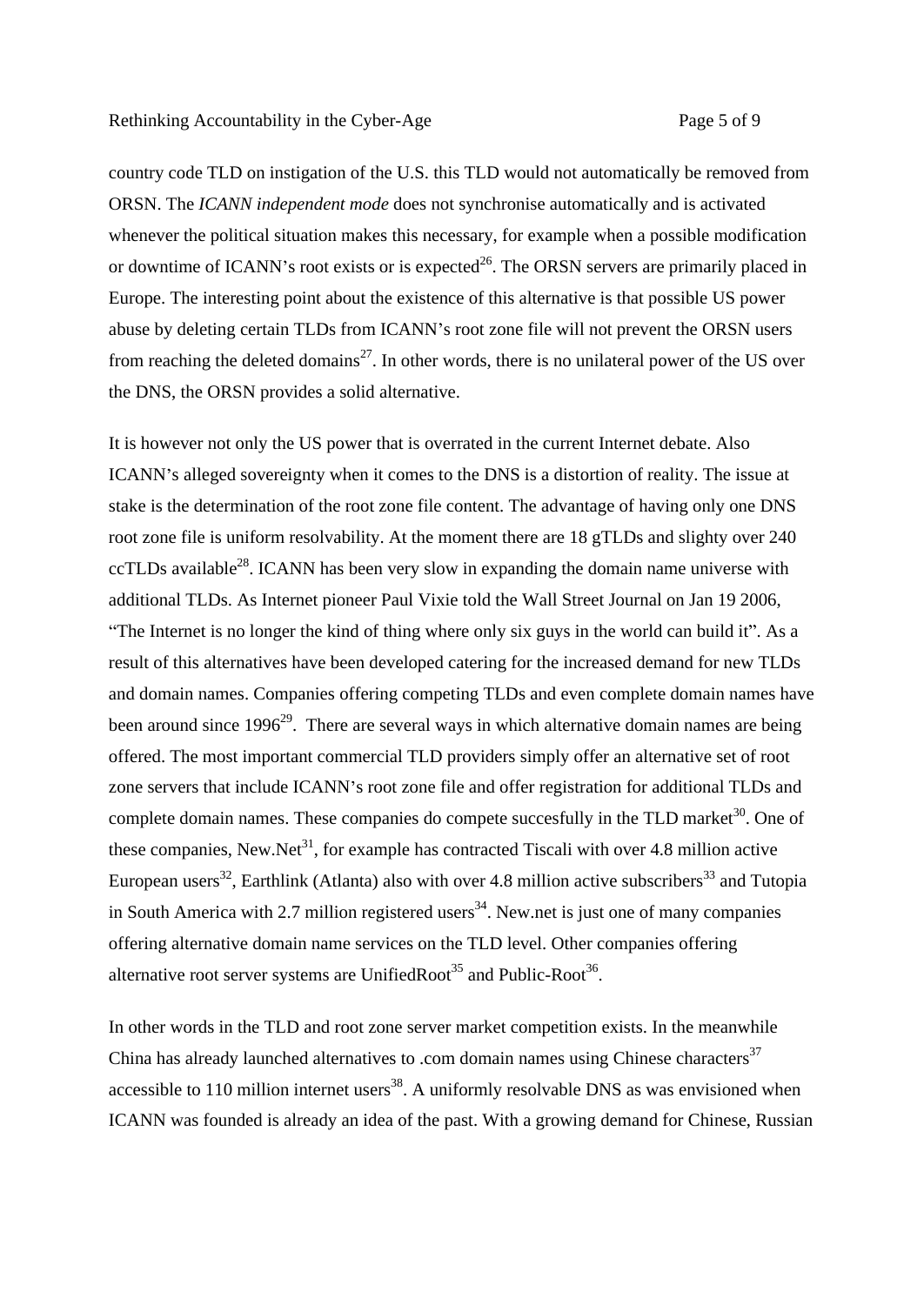country code TLD on instigation of the U.S. this TLD would not automatically be removed from ORSN. The *ICANN independent mode* does not synchronise automatically and is activated whenever the political situation makes this necessary, for example when a possible modification or downtime of ICANN's root exists or is expected[26]. The ORSN servers are primarily placed in Europe. The interesting point about the existence of this alternative is that possible US power abuse by deleting certain TLDs from ICANN's root zone file will not prevent the ORSN users from reaching the deleted domains[27]. In other words, there is no unilateral power of the US over the DNS, the ORSN provides a solid alternative.

It is however not only the US power that is overrated in the current Internet debate. Also ICANN's alleged sovereignty when it comes to the DNS is a distortion of reality. The issue at stake is the determination of the root zone file content. The advantage of having only one DNS root zone file is uniform resolvability. At the moment there are 18 gTLDs and slighty over 240 ccTLDs available[28]. ICANN has been very slow in expanding the domain name universe with additional TLDs. As Internet pioneer Paul Vixie told the Wall Street Journal on Jan 19 2006, "The Internet is no longer the kind of thing where only six guys in the world can build it". As a result of this alternatives have been developed catering for the increased demand for new TLDs and domain names. Companies offering competing TLDs and even complete domain names have been around since 1996[29]. There are several ways in which alternative domain names are being offered. The most important commercial TLD providers simply offer an alternative set of root zone servers that include ICANN's root zone file and offer registration for additional TLDs and complete domain names. These companies do compete succesfully in the TLD market[30]. One of these companies, New.Net[31], for example has contracted Tiscali with over 4.8 million active European users[32], Earthlink (Atlanta) also with over 4.8 million active subscribers[33] and Tutopia in South America with 2.7 million registered users[34]. New.net is just one of many companies offering alternative domain name services on the TLD level. Other companies offering alternative root server systems are UnifiedRoot[35] and Public-Root[36].

In other words in the TLD and root zone server market competition exists. In the meanwhile China has already launched alternatives to .com domain names using Chinese characters[37] accessible to 110 million internet users[38]. A uniformly resolvable DNS as was envisioned when ICANN was founded is already an idea of the past. With a growing demand for Chinese, Russian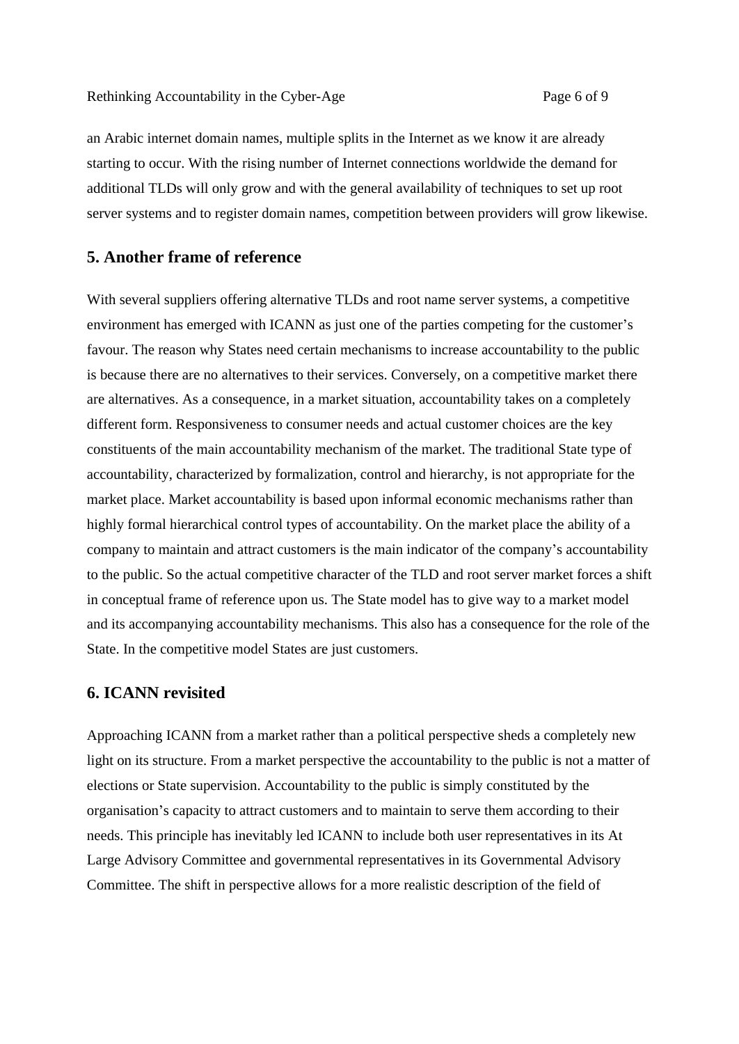an Arabic internet domain names, multiple splits in the Internet as we know it are already starting to occur. With the rising number of Internet connections worldwide the demand for additional TLDs will only grow and with the general availability of techniques to set up root server systems and to register domain names, competition between providers will grow likewise.

## 5. Another frame of reference

With several suppliers offering alternative TLDs and root name server systems, a competitive environment has emerged with ICANN as just one of the parties competing for the customer's favour. The reason why States need certain mechanisms to increase accountability to the public is because there are no alternatives to their services. Conversely, on a competitive market there are alternatives. As a consequence, in a market situation, accountability takes on a completely different form. Responsiveness to consumer needs and actual customer choices are the key constituents of the main accountability mechanism of the market. The traditional State type of accountability, characterized by formalization, control and hierarchy, is not appropriate for the market place. Market accountability is based upon informal economic mechanisms rather than highly formal hierarchical control types of accountability. On the market place the ability of a company to maintain and attract customers is the main indicator of the company's accountability to the public. So the actual competitive character of the TLD and root server market forces a shift in conceptual frame of reference upon us. The State model has to give way to a market model and its accompanying accountability mechanisms. This also has a consequence for the role of the State. In the competitive model States are just customers.

## 6. ICANN revisited

Approaching ICANN from a market rather than a political perspective sheds a completely new light on its structure. From a market perspective the accountability to the public is not a matter of elections or State supervision. Accountability to the public is simply constituted by the organisation's capacity to attract customers and to maintain to serve them according to their needs. This principle has inevitably led ICANN to include both user representatives in its At Large Advisory Committee and governmental representatives in its Governmental Advisory Committee. The shift in perspective allows for a more realistic description of the field of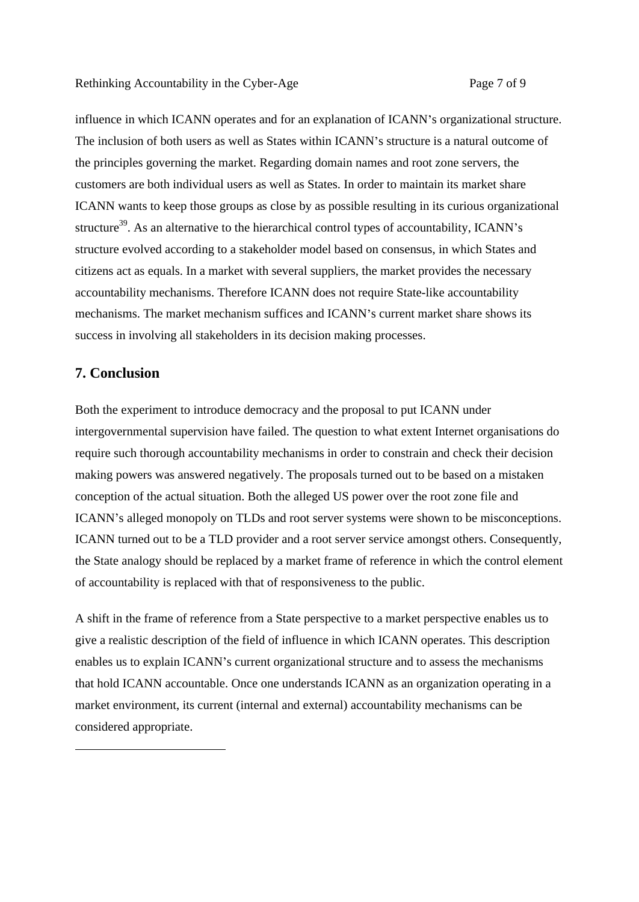influence in which ICANN operates and for an explanation of ICANN's organizational structure. The inclusion of both users as well as States within ICANN's structure is a natural outcome of the principles governing the market. Regarding domain names and root zone servers, the customers are both individual users as well as States. In order to maintain its market share ICANN wants to keep those groups as close by as possible resulting in its curious organizational structure[39]. As an alternative to the hierarchical control types of accountability, ICANN's structure evolved according to a stakeholder model based on consensus, in which States and citizens act as equals. In a market with several suppliers, the market provides the necessary accountability mechanisms. Therefore ICANN does not require State-like accountability mechanisms. The market mechanism suffices and ICANN's current market share shows its success in involving all stakeholders in its decision making processes.

## 7. Conclusion

Both the experiment to introduce democracy and the proposal to put ICANN under intergovernmental supervision have failed. The question to what extent Internet organisations do require such thorough accountability mechanisms in order to constrain and check their decision making powers was answered negatively. The proposals turned out to be based on a mistaken conception of the actual situation. Both the alleged US power over the root zone file and ICANN's alleged monopoly on TLDs and root server systems were shown to be misconceptions. ICANN turned out to be a TLD provider and a root server service amongst others. Consequently, the State analogy should be replaced by a market frame of reference in which the control element of accountability is replaced with that of responsiveness to the public.

A shift in the frame of reference from a State perspective to a market perspective enables us to give a realistic description of the field of influence in which ICANN operates. This description enables us to explain ICANN's current organizational structure and to assess the mechanisms that hold ICANN accountable. Once one understands ICANN as an organization operating in a market environment, its current (internal and external) accountability mechanisms can be considered appropriate.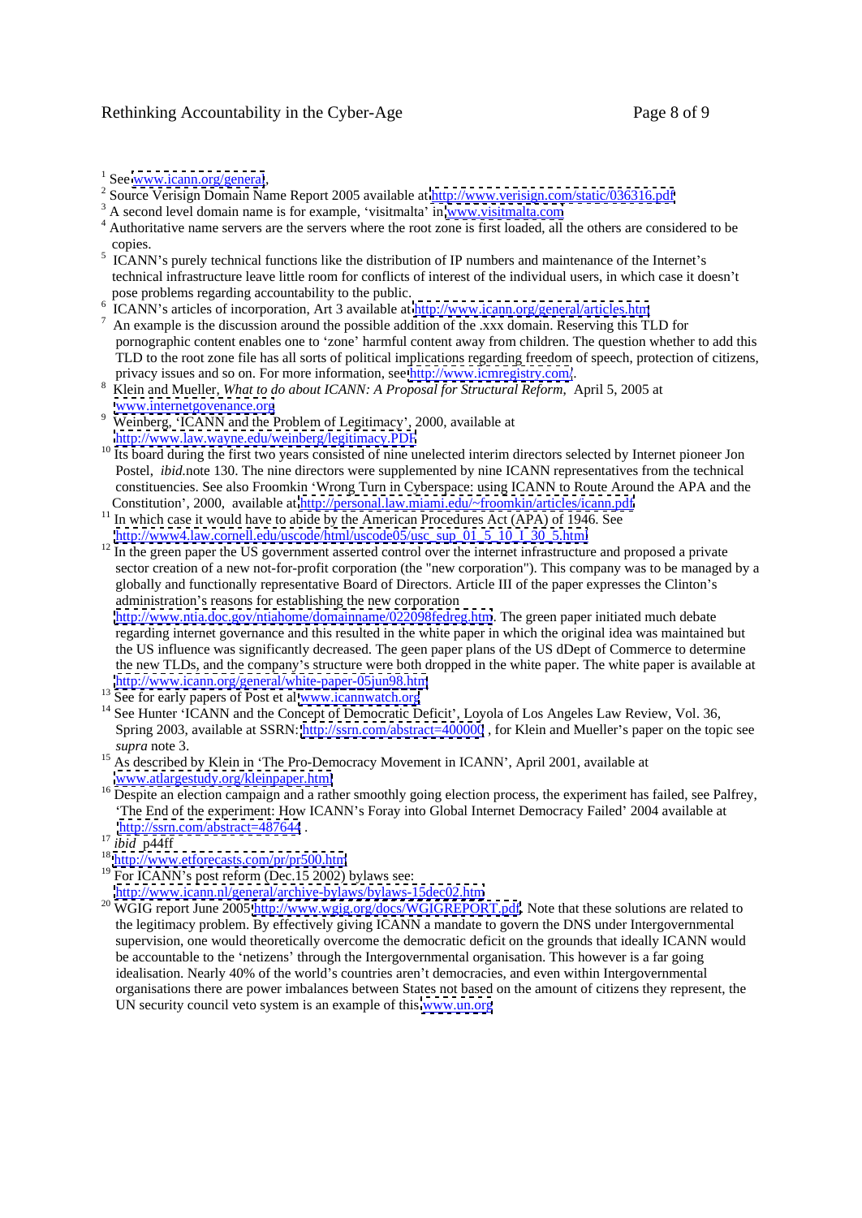[1] See www.icann.org/general,

[2] Source Verisign Domain Name Report 2005 available at http://www.verisign.com/static/036316.pdf

[3] A second level domain name is for example, 'visitmalta' in www.visitmalta.com

[4] Authoritative name servers are the servers where the root zone is first loaded, all the others are considered to be copies.

[5] ICANN's purely technical functions like the distribution of IP numbers and maintenance of the Internet's technical infrastructure leave little room for conflicts of interest of the individual users, in which case it doesn't pose problems regarding accountability to the public.

[6] ICANN's articles of incorporation, Art 3 available at http://www.icann.org/general/articles.htm

[7] An example is the discussion around the possible addition of the .xxx domain. Reserving this TLD for pornographic content enables one to 'zone' harmful content away from children. The question whether to add this TLD to the root zone file has all sorts of political implications regarding freedom of speech, protection of citizens, privacy issues and so on. For more information, see http://www.icmregistry.com/.

[8] Klein and Mueller, *What to do about ICANN: A Proposal for Structural Reform*, April 5, 2005 at www.internetgovenance.org

[9] Weinberg, 'ICANN and the Problem of Legitimacy', 2000, available at http://www.law.wayne.edu/weinberg/legitimacy.PDF

[10] Its board during the first two years consisted of nine unelected interim directors selected by Internet pioneer Jon Postel, *ibid.*note 130. The nine directors were supplemented by nine ICANN representatives from the technical constituencies. See also Froomkin 'Wrong Turn in Cyberspace: using ICANN to Route Around the APA and the Constitution', 2000, available at http://personal.law.miami.edu/~froomkin/articles/icann.pdf

[11] In which case it would have to abide by the American Procedures Act (APA) of 1946. See http://www4.law.cornell.edu/uscode/html/uscode05/usc_sup_01_5_10_I_30_5.html

[12] In the green paper the US government asserted control over the internet infrastructure and proposed a private sector creation of a new not-for-profit corporation (the "new corporation"). This company was to be managed by a globally and functionally representative Board of Directors. Article III of the paper expresses the Clinton's administration's reasons for establishing the new corporation http://www.ntia.doc.gov/ntiahome/domainname/022098fedreg.htm. The green paper initiated much debate regarding internet governance and this resulted in the white paper in which the original idea was maintained but the US influence was significantly decreased. The geen paper plans of the US dDept of Commerce to determine the new TLDs, and the company's structure were both dropped in the white paper. The white paper is available at http://www.icann.org/general/white-paper-05jun98.htm

[13] See for early papers of Post et al www.icannwatch.org

[14] See Hunter 'ICANN and the Concept of Democratic Deficit', Loyola of Los Angeles Law Review, Vol. 36, Spring 2003, available at SSRN: http://ssrn.com/abstract=400000 , for Klein and Mueller's paper on the topic see *supra* note 3.

[15] As described by Klein in 'The Pro-Democracy Movement in ICANN', April 2001, available at www.atlargestudy.org/kleinpaper.html

[16] Despite an election campaign and a rather smoothly going election process, the experiment has failed, see Palfrey, 'The End of the experiment: How ICANN's Foray into Global Internet Democracy Failed' 2004 available at http://ssrn.com/abstract=487644 .

[17] *ibid* p44ff

[18] http://www.etforecasts.com/pr/pr500.htm

[19] For ICANN's post reform (Dec.15 2002) bylaws see: http://www.icann.nl/general/archive-bylaws/bylaws-15dec02.htm

[20] WGIG report June 2005 http://www.wgig.org/docs/WGIGREPORT.pdf. Note that these solutions are related to the legitimacy problem. By effectively giving ICANN a mandate to govern the DNS under Intergovernmental supervision, one would theoretically overcome the democratic deficit on the grounds that ideally ICANN would be accountable to the 'netizens' through the Intergovernmental organisation. This however is a far going idealisation. Nearly 40% of the world's countries aren't democracies, and even within Intergovernmental organisations there are power imbalances between States not based on the amount of citizens they represent, the UN security council veto system is an example of this www.un.org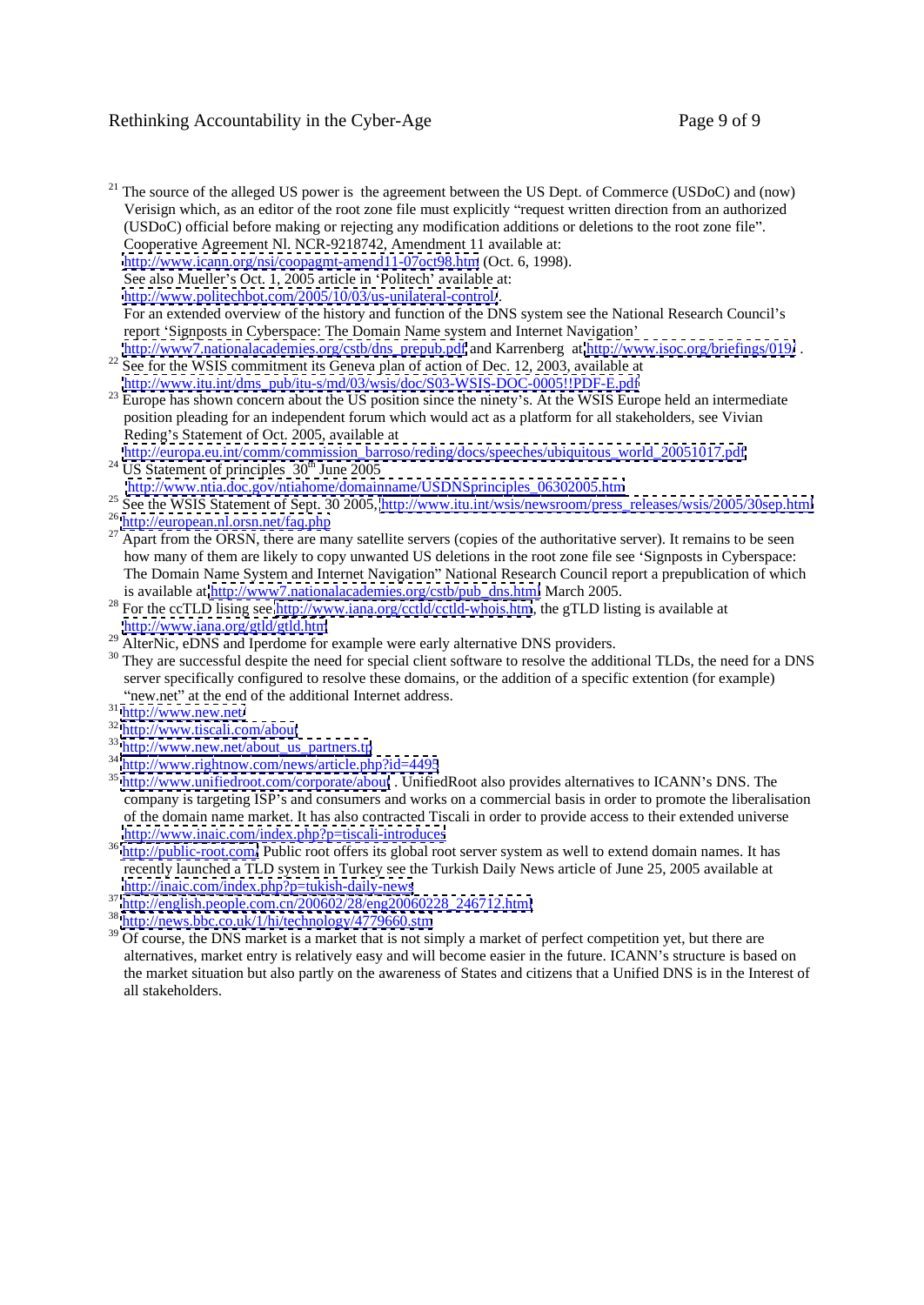[21] The source of the alleged US power is the agreement between the US Dept. of Commerce (USDoC) and (now) Verisign which, as an editor of the root zone file must explicitly "request written direction from an authorized (USDoC) official before making or rejecting any modification additions or deletions to the root zone file". Cooperative Agreement Nl. NCR-9218742, Amendment 11 available at: http://www.icann.org/nsi/coopagmt-amend11-07oct98.htm (Oct. 6, 1998).
See also Mueller's Oct. 1, 2005 article in 'Politech' available at: http://www.politechbot.com/2005/10/03/us-unilateral-control/.
For an extended overview of the history and function of the DNS system see the National Research Council's report 'Signposts in Cyberspace: The Domain Name system and Internet Navigation' http://www7.nationalacademies.org/cstb/dns_prepub.pdf and Karrenberg at http://www.isoc.org/briefings/019/ .

[22] See for the WSIS commitment its Geneva plan of action of Dec. 12, 2003, available at http://www.itu.int/dms_pub/itu-s/md/03/wsis/doc/S03-WSIS-DOC-0005!!PDF-E.pdf

[23] Europe has shown concern about the US position since the ninety's. At the WSIS Europe held an intermediate position pleading for an independent forum which would act as a platform for all stakeholders, see Vivian Reding's Statement of Oct. 2005, available at http://europa.eu.int/comm/commission_barroso/reding/docs/speeches/ubiquitous_world_20051017.pdf

[24] US Statement of principles 30th June 2005 http://www.ntia.doc.gov/ntiahome/domainname/USDNSprinciples_06302005.htm

[25] See the WSIS Statement of Sept. 30 2005, http://www.itu.int/wsis/newsroom/press_releases/wsis/2005/30sep.html

[26] http://european.nl.orsn.net/faq.php

[27] Apart from the ORSN, there are many satellite servers (copies of the authoritative server). It remains to be seen how many of them are likely to copy unwanted US deletions in the root zone file see 'Signposts in Cyberspace: The Domain Name System and Internet Navigation" National Research Council report a prepublication of which is available at http://www7.nationalacademies.org/cstb/pub_dns.html March 2005.

[28] For the ccTLD lising see http://www.iana.org/cctld/cctld-whois.htm, the gTLD listing is available at http://www.iana.org/gtld/gtld.htm

[29] AlterNic, eDNS and Iperdome for example were early alternative DNS providers.

[30] They are successful despite the need for special client software to resolve the additional TLDs, the need for a DNS server specifically configured to resolve these domains, or the addition of a specific extention (for example) "new.net" at the end of the additional Internet address.

[31] http://www.new.net/

[32] http://www.tiscali.com/about

[33] http://www.new.net/about_us_partners.tp

[34] http://www.rightnow.com/news/article.php?id=4495

[35] http://www.unifiedroot.com/corporate/about . UnifiedRoot also provides alternatives to ICANN's DNS. The company is targeting ISP's and consumers and works on a commercial basis in order to promote the liberalisation of the domain name market. It has also contracted Tiscali in order to provide access to their extended universe http://www.inaic.com/index.php?p=tiscali-introduces

[36] http://public-root.com, Public root offers its global root server system as well to extend domain names. It has recently launched a TLD system in Turkey see the Turkish Daily News article of June 25, 2005 available at http://inaic.com/index.php?p=tukish-daily-news

[37] http://english.people.com.cn/200602/28/eng20060228_246712.html

[38] http://news.bbc.co.uk/1/hi/technology/4779660.stm

[39] Of course, the DNS market is a market that is not simply a market of perfect competition yet, but there are alternatives, market entry is relatively easy and will become easier in the future. ICANN's structure is based on the market situation but also partly on the awareness of States and citizens that a Unified DNS is in the Interest of all stakeholders.